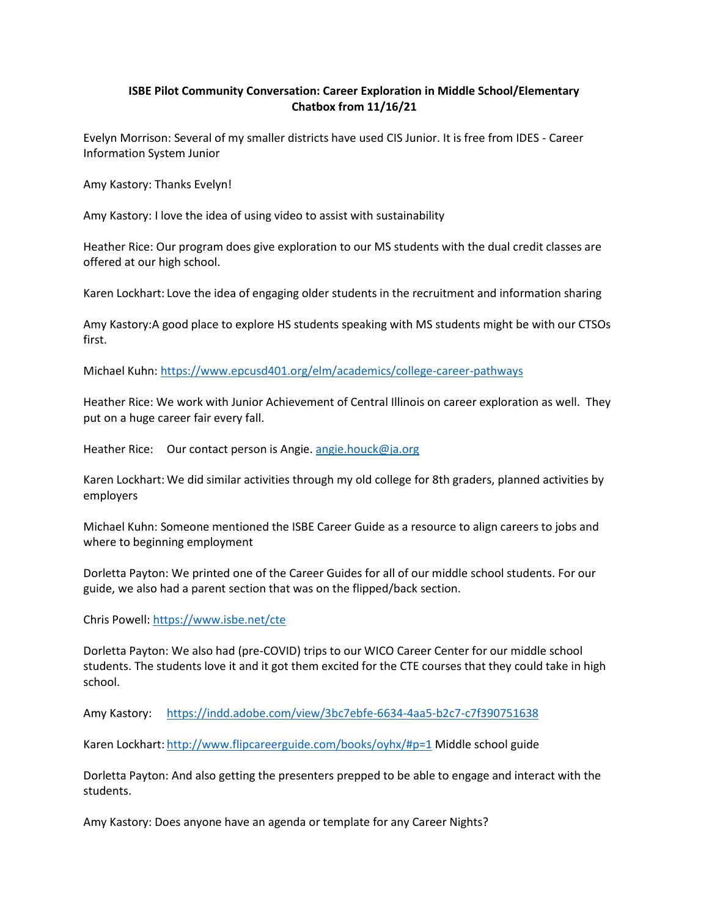**ISBE Pilot Community Conversation: Career Exploration in Middle School/Elementary**
**Chatbox from 11/16/21**

Evelyn Morrison: Several of my smaller districts have used CIS Junior. It is free from IDES - Career Information System Junior

Amy Kastory: Thanks Evelyn!

Amy Kastory: I love the idea of using video to assist with sustainability

Heather Rice: Our program does give exploration to our MS students with the dual credit classes are offered at our high school.

Karen Lockhart: Love the idea of engaging older students in the recruitment and information sharing

Amy Kastory:A good place to explore HS students speaking with MS students might be with our CTSOs first.

Michael Kuhn: https://www.epcusd401.org/elm/academics/college-career-pathways

Heather Rice: We work with Junior Achievement of Central Illinois on career exploration as well. They put on a huge career fair every fall.

Heather Rice: Our contact person is Angie. angie.houck@ja.org

Karen Lockhart: We did similar activities through my old college for 8th graders, planned activities by employers

Michael Kuhn: Someone mentioned the ISBE Career Guide as a resource to align careers to jobs and where to beginning employment

Dorletta Payton: We printed one of the Career Guides for all of our middle school students. For our guide, we also had a parent section that was on the flipped/back section.

Chris Powell: https://www.isbe.net/cte

Dorletta Payton: We also had (pre-COVID) trips to our WICO Career Center for our middle school students. The students love it and it got them excited for the CTE courses that they could take in high school.

Amy Kastory: https://indd.adobe.com/view/3bc7ebfe-6634-4aa5-b2c7-c7f390751638

Karen Lockhart: http://www.flipcareerguide.com/books/oyhx/#p=1 Middle school guide

Dorletta Payton: And also getting the presenters prepped to be able to engage and interact with the students.

Amy Kastory: Does anyone have an agenda or template for any Career Nights?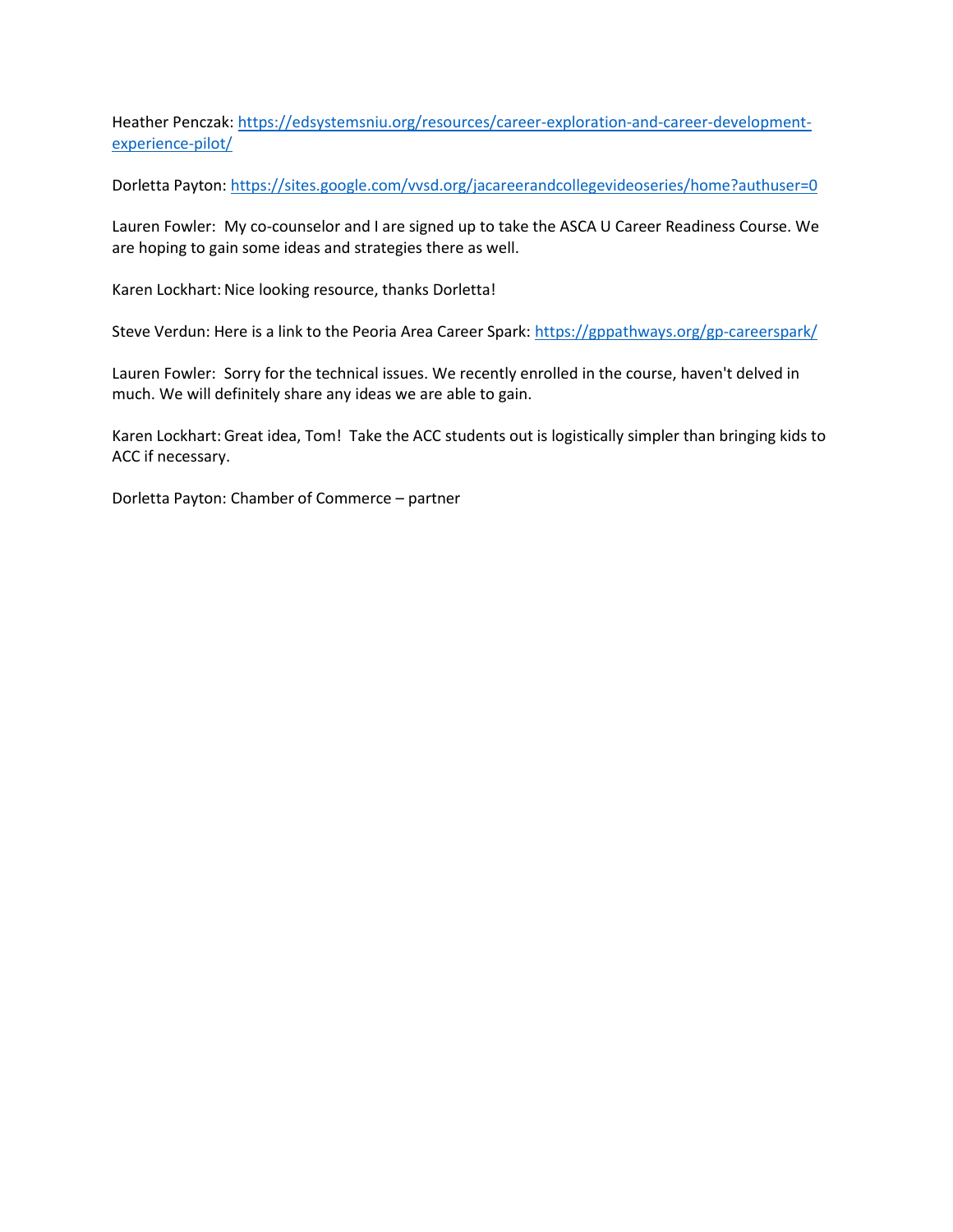Heather Penczak: https://edsystemsniu.org/resources/career-exploration-and-career-development-experience-pilot/

Dorletta Payton: https://sites.google.com/vvsd.org/jacareerandcollegevideoseries/home?authuser=0

Lauren Fowler: My co-counselor and I are signed up to take the ASCA U Career Readiness Course. We are hoping to gain some ideas and strategies there as well.

Karen Lockhart: Nice looking resource, thanks Dorletta!

Steve Verdun: Here is a link to the Peoria Area Career Spark: https://gppathways.org/gp-careerspark/

Lauren Fowler: Sorry for the technical issues. We recently enrolled in the course, haven't delved in much. We will definitely share any ideas we are able to gain.

Karen Lockhart: Great idea, Tom! Take the ACC students out is logistically simpler than bringing kids to ACC if necessary.

Dorletta Payton: Chamber of Commerce – partner